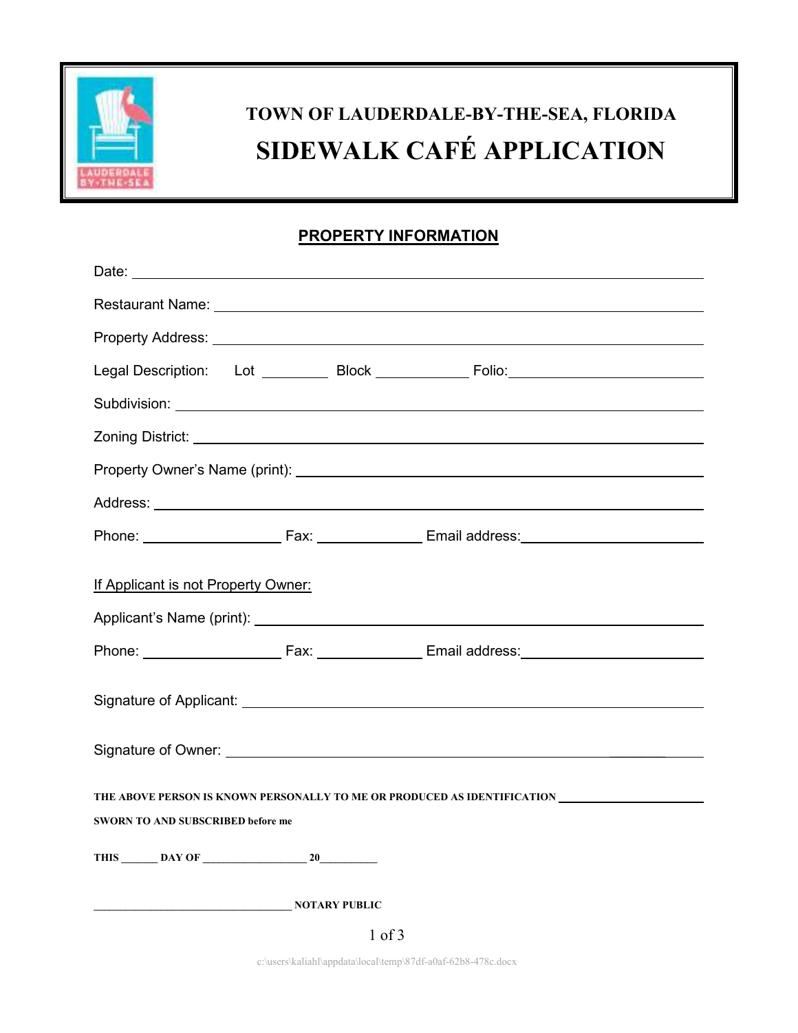# TOWN OF LAUDERDALE-BY-THE-SEA, FLORIDA

# SIDEWALK CAFÉ APPLICATION

## PROPERTY INFORMATION

Date: ___________________________________________

Restaurant Name: ___________________________________________

Property Address: ___________________________________________

Legal Description: Lot ________ Block ___________ Folio: _______________________

Subdivision: ___________________________________________

Zoning District: ___________________________________________

Property Owner's Name (print): ___________________________________________

Address: ___________________________________________

Phone: _________________ Fax: _____________ Email address: _______________________

If Applicant is not Property Owner:

Applicant's Name (print): ___________________________________________

Phone: _________________ Fax: _____________ Email address: _______________________

Signature of Applicant: ___________________________________________

Signature of Owner: ___________________________________________

**THE ABOVE PERSON IS KNOWN PERSONALLY TO ME OR PRODUCED AS IDENTIFICATION** _____________________

**SWORN TO AND SUBSCRIBED before me**

**THIS ______ DAY OF __________________ 20__________**

**________________________________ NOTARY PUBLIC**

c:\users\kaliahl\appdata\local\temp\87df-a0af-62b8-478c.docx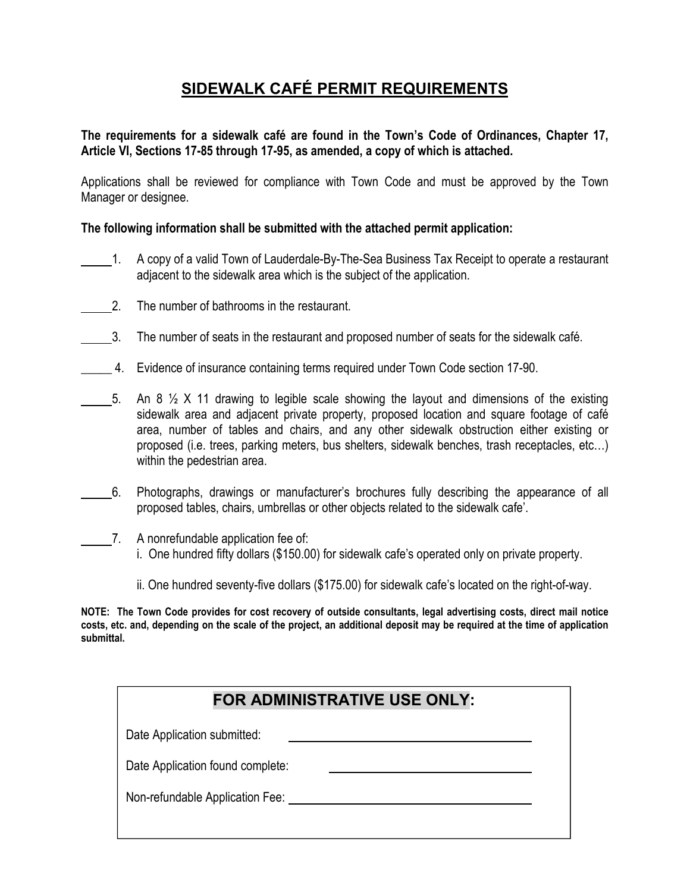# SIDEWALK CAFÉ PERMIT REQUIREMENTS

**The requirements for a sidewalk café are found in the Town's Code of Ordinances, Chapter 17, Article VI, Sections 17-85 through 17-95, as amended, a copy of which is attached.**

Applications shall be reviewed for compliance with Town Code and must be approved by the Town Manager or designee.

**The following information shall be submitted with the attached permit application:**

_____1. A copy of a valid Town of Lauderdale-By-The-Sea Business Tax Receipt to operate a restaurant adjacent to the sidewalk area which is the subject of the application.

_____2. The number of bathrooms in the restaurant.

_____3. The number of seats in the restaurant and proposed number of seats for the sidewalk café.

_____ 4. Evidence of insurance containing terms required under Town Code section 17-90.

_____5. An 8 ½ X 11 drawing to legible scale showing the layout and dimensions of the existing sidewalk area and adjacent private property, proposed location and square footage of café area, number of tables and chairs, and any other sidewalk obstruction either existing or proposed (i.e. trees, parking meters, bus shelters, sidewalk benches, trash receptacles, etc…) within the pedestrian area.

_____6. Photographs, drawings or manufacturer's brochures fully describing the appearance of all proposed tables, chairs, umbrellas or other objects related to the sidewalk cafe'.

_____7. A nonrefundable application fee of:
i. One hundred fifty dollars ($150.00) for sidewalk cafe's operated only on private property.

ii. One hundred seventy-five dollars ($175.00) for sidewalk cafe's located on the right-of-way.

**NOTE: The Town Code provides for cost recovery of outside consultants, legal advertising costs, direct mail notice costs, etc. and, depending on the scale of the project, an additional deposit may be required at the time of application submittal.**

## FOR ADMINISTRATIVE USE ONLY:

Date Application submitted: ______________________________

Date Application found complete: ______________________________

Non-refundable Application Fee: ______________________________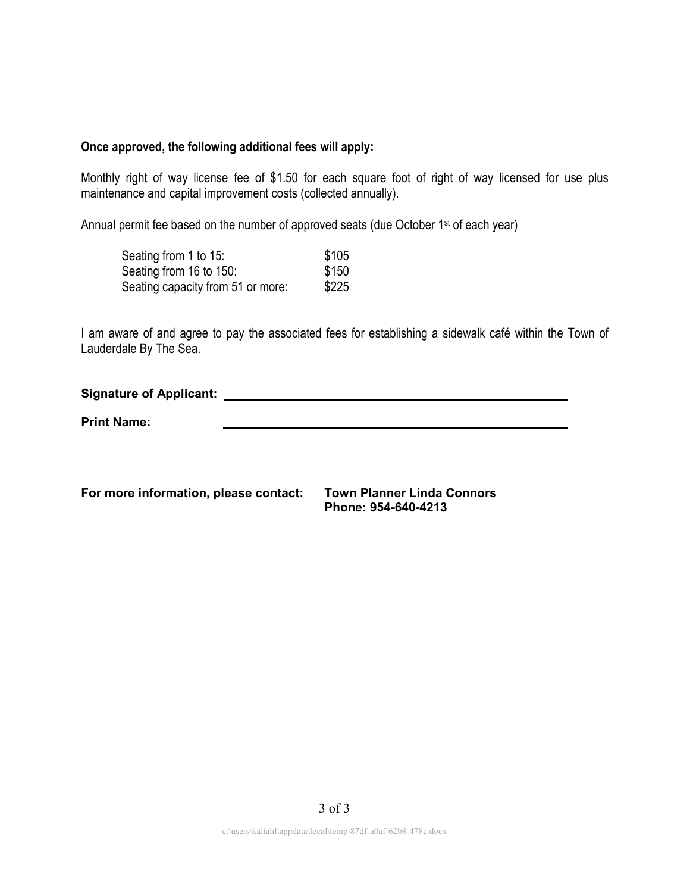**Once approved, the following additional fees will apply:**

Monthly right of way license fee of $1.50 for each square foot of right of way licensed for use plus maintenance and capital improvement costs (collected annually).

Annual permit fee based on the number of approved seats (due October 1st of each year)

| | |
|---|---|
| Seating from 1 to 15: | $105 |
| Seating from 16 to 150: | $150 |
| Seating capacity from 51 or more: | $225 |

I am aware of and agree to pay the associated fees for establishing a sidewalk café within the Town of Lauderdale By The Sea.

**Signature of Applicant:** ______________________________________________

**Print Name:** ______________________________________________

**For more information, please contact:** **Town Planner Linda Connors**
**Phone: 954-640-4213**

c:\users\kaliahl\appdata\local\temp\87df-a0af-62b8-478c.docx